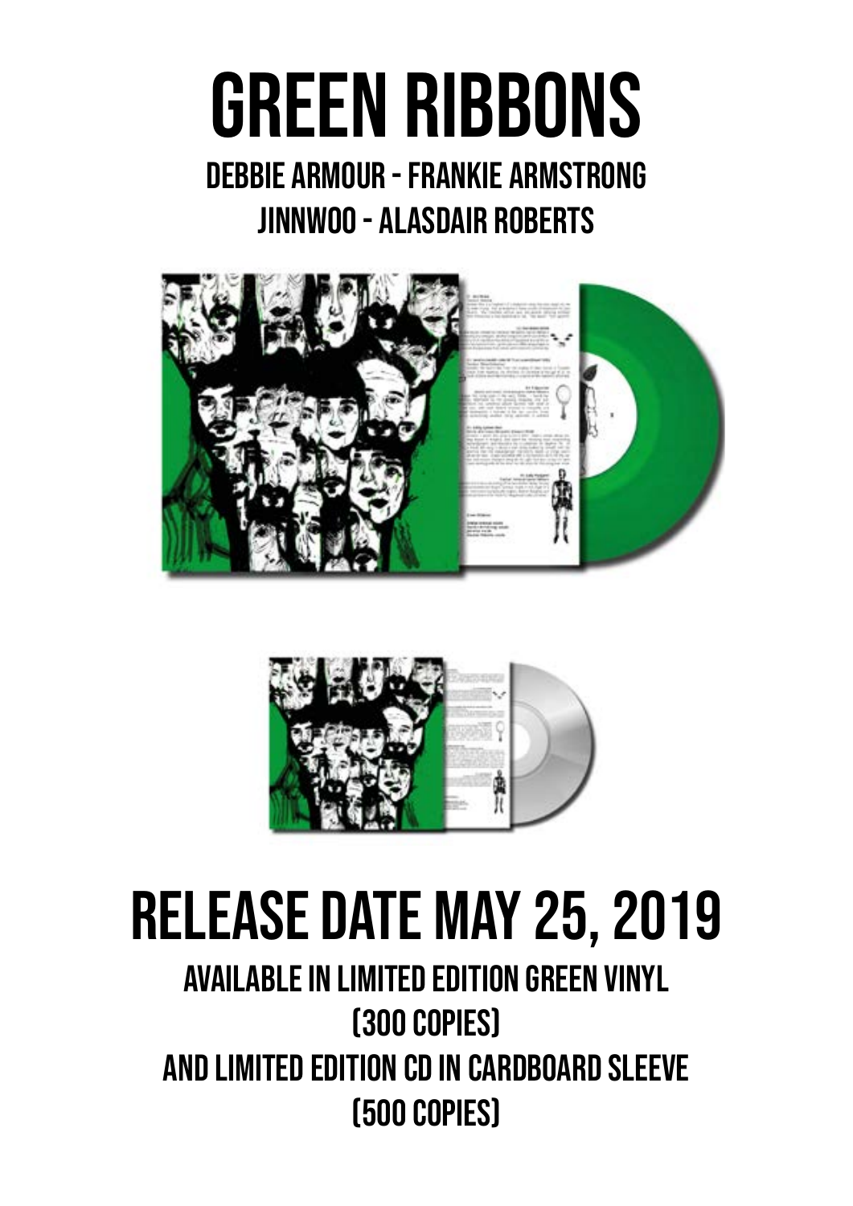# GREEN RIBBONS

## DEBBIE ARMOUR - FRANKIE ARMSTRONG
## JINNWOO - ALASDAIR ROBERTS

# RELEASE DATE MAY 25, 2019

## AVAILABLE IN LIMITED EDITION GREEN VINYL
## (300 COPIES)
## AND LIMITED EDITION CD IN CARDBOARD SLEEVE
## (500 COPIES)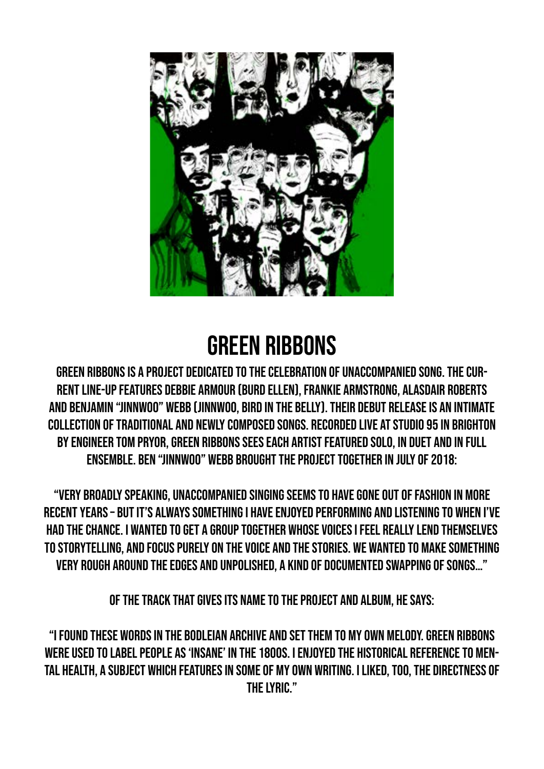# GREEN RIBBONS

GREEN RIBBONS IS A PROJECT DEDICATED TO THE CELEBRATION OF UNACCOMPANIED SONG. THE CURRENT LINE-UP FEATURES DEBBIE ARMOUR (BURD ELLEN), FRANKIE ARMSTRONG, ALASDAIR ROBERTS AND BENJAMIN "JINNWOO" WEBB (JINNWOO, BIRD IN THE BELLY). THEIR DEBUT RELEASE IS AN INTIMATE COLLECTION OF TRADITIONAL AND NEWLY COMPOSED SONGS. RECORDED LIVE AT STUDIO 95 IN BRIGHTON BY ENGINEER TOM PRYOR, GREEN RIBBONS SEES EACH ARTIST FEATURED SOLO, IN DUET AND IN FULL ENSEMBLE. BEN "JINNWOO" WEBB BROUGHT THE PROJECT TOGETHER IN JULY OF 2018:

"VERY BROADLY SPEAKING, UNACCOMPANIED SINGING SEEMS TO HAVE GONE OUT OF FASHION IN MORE RECENT YEARS – BUT IT'S ALWAYS SOMETHING I HAVE ENJOYED PERFORMING AND LISTENING TO WHEN I'VE HAD THE CHANCE. I WANTED TO GET A GROUP TOGETHER WHOSE VOICES I FEEL REALLY LEND THEMSELVES TO STORYTELLING, AND FOCUS PURELY ON THE VOICE AND THE STORIES. WE WANTED TO MAKE SOMETHING VERY ROUGH AROUND THE EDGES AND UNPOLISHED, A KIND OF DOCUMENTED SWAPPING OF SONGS..."

OF THE TRACK THAT GIVES ITS NAME TO THE PROJECT AND ALBUM, HE SAYS:

"I FOUND THESE WORDS IN THE BODLEIAN ARCHIVE AND SET THEM TO MY OWN MELODY. GREEN RIBBONS WERE USED TO LABEL PEOPLE AS 'INSANE' IN THE 1800S. I ENJOYED THE HISTORICAL REFERENCE TO MENTAL HEALTH, A SUBJECT WHICH FEATURES IN SOME OF MY OWN WRITING. I LIKED, TOO, THE DIRECTNESS OF THE LYRIC."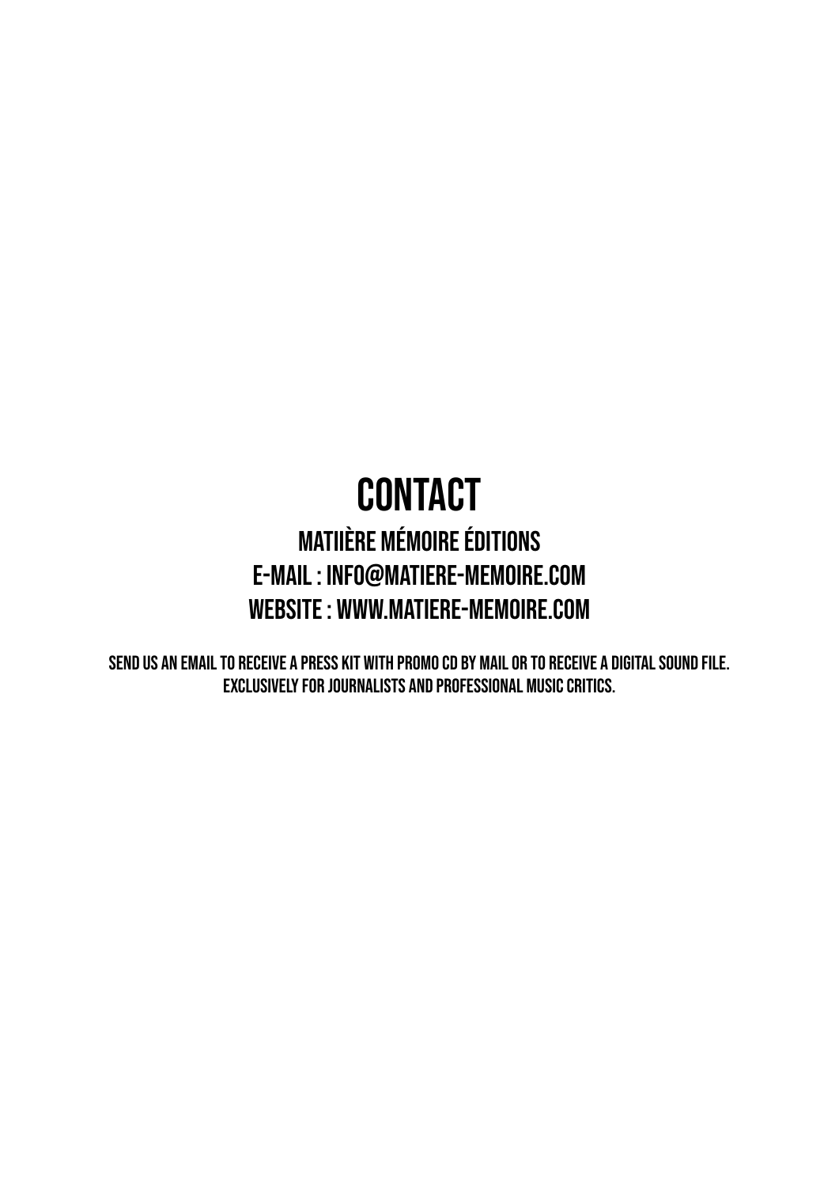# CONTACT

## MATIIÈRE MÉMOIRE ÉDITIONS

## E-MAIL : INFO@MATIERE-MEMOIRE.COM

## WEBSITE : WWW.MATIERE-MEMOIRE.COM

SEND US AN EMAIL TO RECEIVE A PRESS KIT WITH PROMO CD BY MAIL OR TO RECEIVE A DIGITAL SOUND FILE.
EXCLUSIVELY FOR JOURNALISTS AND PROFESSIONAL MUSIC CRITICS.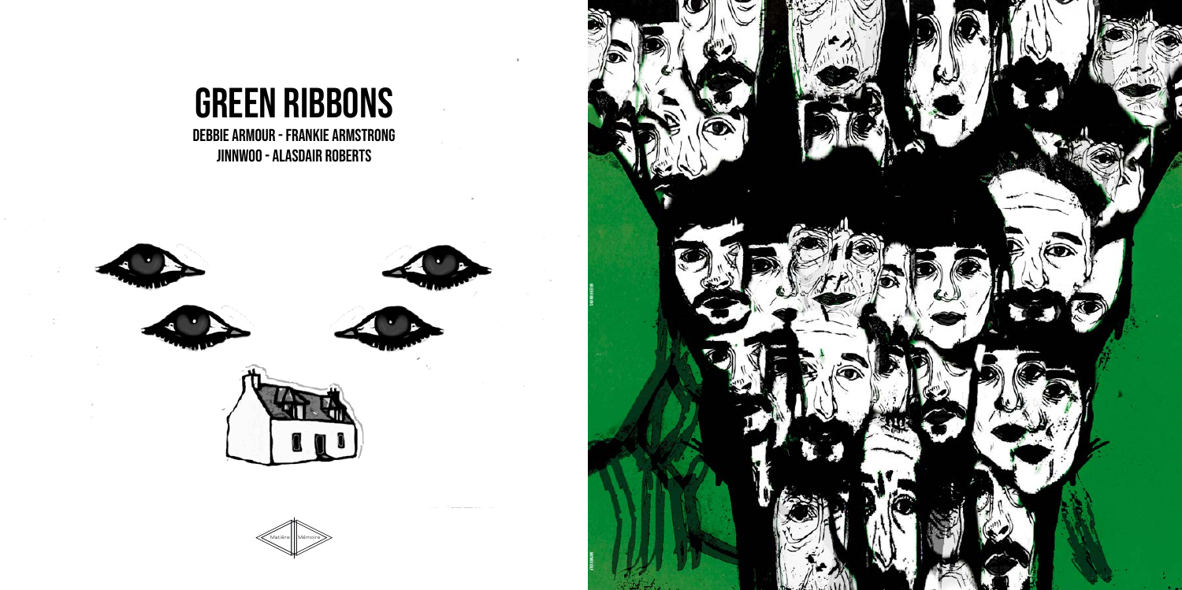# GREEN RIBBONS

**DEBBIE ARMOUR - FRANKIE ARMSTRONG**
**JINNWOO - ALASDAIR ROBERTS**

Matière Mémoire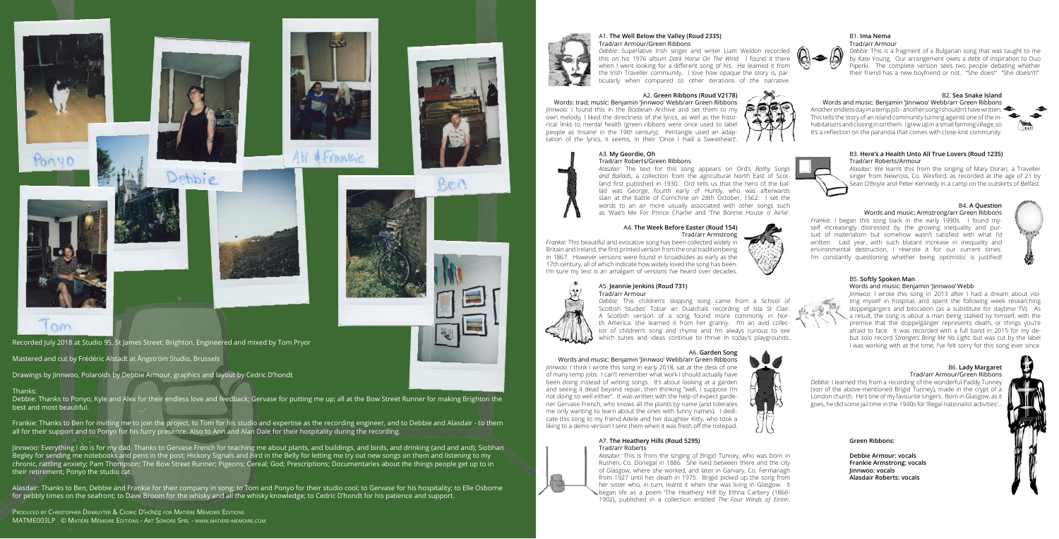Ponyo

Debbie

Ali & Frankie

Ben

Tom

Recorded July 2018 at Studio 95, St James Street, Brighton. Engineered and mixed by Tom Pryor

Mastered and cut by Frédéric Alstadt at Ångström Studio, Brussels

Drawings by Jinnwoo, Polaroids by Debbie Armour, graphics and layout by Cedric D'hondt

Thanks:

Debbie: Thanks to Ponyo; Kyle and Alex for their endless love and feedback; Gervase for putting me up; all at the Bow Street Runner for making Brighton the best and most beautiful.

Frankie: Thanks to Ben for inviting me to join the project, to Tom for his studio and expertise as the recording engineer, and to Debbie and Alasdair - to them all for their support and to Ponyo for her furry presence. Also to Ann and Alan Dale for their hospitality during the recording.

Jinnwoo: Everything I do is for my dad. Thanks to Gervase French for teaching me about plants, and buildings, and birds, and drinking (and and and); Siobhan Begley for sending me notebooks and pens in the post; Hickory Signals and Bird in the Belly for letting me try out new songs on them and listening to my chronic, rattling anxiety; Pam Thompson; The Bow Street Runner; Pigeons; Cereal; God; Prescriptions; Documentaries about the things people get up to in their retirement; Ponyo the studio cat.

Alasdair: Thanks to Ben, Debbie and Frankie for their company in song; to Tom and Ponyo for their studio cool; to Gervase for his hospitality; to Elle Osborne for pebbly times on the seafront; to Dave Broom for the whisky and all the whisky knowledge; to Cedric D'hondt for his patience and support.

Produced by Christopher Denruyter & Cedric D'hondt for Matière Mémoire Editions
MATME003LP © Matière Mémoire Editions - Art Sonore Sprl - www.matiere-memoire.com

### A1. The Well Below the Valley (Roud 2335)
Trad/arr Armour/Green Ribbons

*Debbie*: Superlative Irish singer and writer Liam Weldon recorded this on his 1976 album *Dark Horse On The Wind*. I found it there when I went looking for a different song of his. He learned it from the Irish Traveller community. I love how opaque the story is, particularly when compared to other iterations of the narrative.

### A2. Green Ribbons (Roud V2178)
Words: trad; music: Benjamin 'Jinnwoo' Webb/arr Green Ribbons

*Jinnwoo:* I found this in the Bodleian Archive and set them to my own melody; I liked the directness of the lyrics, as well as the historical links to mental health (green ribbons were once used to label people as 'insane' in the 19th century). Pentangle used an adaptation of the lyrics, it seems, in their 'Once I Had a Sweetheart'.

### A3. My Geordie, Oh
Trad/arr Roberts/Green Ribbons

*Alasdair:* The text for this song appears on Ord's *Bothy Songs and Ballads*, a collection from the agricultural North East of Scotland first published in 1930. Ord tells us that the hero of the ballad was George, fourth early of Huntly, who was afterwards slain at the battle of Corrichrie on 28th October, 1562. I set the words to an air more usually associated with other songs such as 'Wae's Me For Prince Charlie' and 'The Bonnie House o' Airlie'.

### A4. The Week Before Easter (Roud 154)
Trad/arr Armstrong

*Frankie*: This beautiful and evocative song has been collected widely in Britain and Ireland, the first printed version from the oral tradition being in 1867. However versions were found in broadsides as early as the 17th century, all of which indicate how widely loved the song has been. I'm sure my text is an amalgam of versions I've heard over decades.

### A5. Jeannie Jenkins (Roud 731)
Trad/arr Armour

*Debbie*: This children's skipping song came from a School of Scottish Studies' Tobar an Dualchais recording of Isla St Clair. A Scottish version of a song found more commonly in North America, she learned it from her granny. I'm an avid collector of children's song and rhyme and I'm always curious to see which tunes and ideas continue to thrive in today's playgrounds.

### A6. Garden Song
Words and music: Benjamin 'Jinnwoo' Webb/arr Green Ribbons

*Jinnwoo:* I think I wrote this song in early 2018, sat at the desk of one of many temp jobs. I can't remember what work I should actually have been doing instead of writing songs. It's about looking at a garden and seeing it dead beyond repair, then thinking "well, I suppose I'm not doing so well either". It was written with the help of expert gardener Gervase French, who knows all the plants by name (and tolerates me only wanting to learn about the ones with funny names). I dedicate this song to my friend Adele and her daughter Kitty, who took a liking to a demo version I sent them when it was fresh off the notepad.

### A7. The Heathery Hills (Roud 5295)
Trad/arr Roberts

*Alasdair:* This is from the singing of Brigid Tunney, who was born in Rushen, Co. Donegal in 1886. She lived between there and the city of Glasgow, where she worked, and later in Garvary, Co. Fermanagh from 1927 until her death in 1975. Brigid picked up the song from her sister who, in turn, learnt it when she was living in Glasgow. It began life as a poem 'The Heathery Hill' by Ethna Carbery (1866-1902), published in a collection entitled *The Four Winds of Eirinn*.

### B1. Ima Nema
Trad/arr Armour

*Debbie:* This is a fragment of a Bulgarian song that was taught to me by Kate Young. Our arrangement owes a debt of inspiration to Duo Piperki. The complete version sees two people debating whether their friend has a new boyfriend or not. "She does!" "She doesn't!".

### B2. Sea Snake Island
Words and music: Benjamin 'Jinnwoo' Webb/arr Green Ribbons

Another endless day in a temp job - another song I shouldn't have written. This tells the story of an island community turning against one of the inhabitations and closing in on them. I grew up in a small farming village, so it's a reflection on the paranoia that comes with close-knit community.

### B3. Here's a Health Unto All True Lovers (Roud 1235)
Trad/arr Roberts/Armour

*Alasdair:* We learnt this from the singing of Mary Doran, a Traveller singer from Newross, Co. Wexford, as recorded at the age of 21 by Sean O'Boyle and Peter Kennedy in a camp on the outskirts of Belfast.

### B4. A Question
Words and music: Armstrong/arr Green Ribbons

*Frankie*: I began this song back in the early 1990s. I found myself increasingly distressed by the growing inequality and pursuit of materialism but somehow wasn't satisfied with what I'd written. Last year, with such blatant increase in inequality and environmental destruction, I rewrote it for our current times. I'm constantly questioning whether being optimistic is justified!

### B5. Softly Spoken Man
Words and music: Benjamin 'Jinnwoo' Webb

*Jinnwoo:* I wrote this song in 2013 after I had a dream about visiting myself in hospital, and spent the following week researching doppelgängers and bilocation (as a substitute for daytime TV). As a result, the song is about a man being stalked by himself, with the premise that the doppelgänger represents death, or things you're afraid to face. It was recorded with a full band in 2015 for my debut solo record *Strangers Bring Me No Light*, but was cut by the label I was working with at the time; I've felt sorry for this song ever since.

### B6. Lady Margaret
Trad/arr Armour/Green Ribbons

*Debbie:* I learned this from a recording of the wonderful Paddy Tunney (son of the above-mentioned Brigid Tunney), made in the crypt of a London church. He's one of my favourite singers. Born in Glasgow, as it goes, he did some jail time in the 1940s for 'illegal nationalist activities'...

**Green Ribbons:**

**Debbie Armour: vocals**
**Frankie Armstrong: vocals**
**Jinnwoo: vocals**
**Alasdair Roberts: vocals**